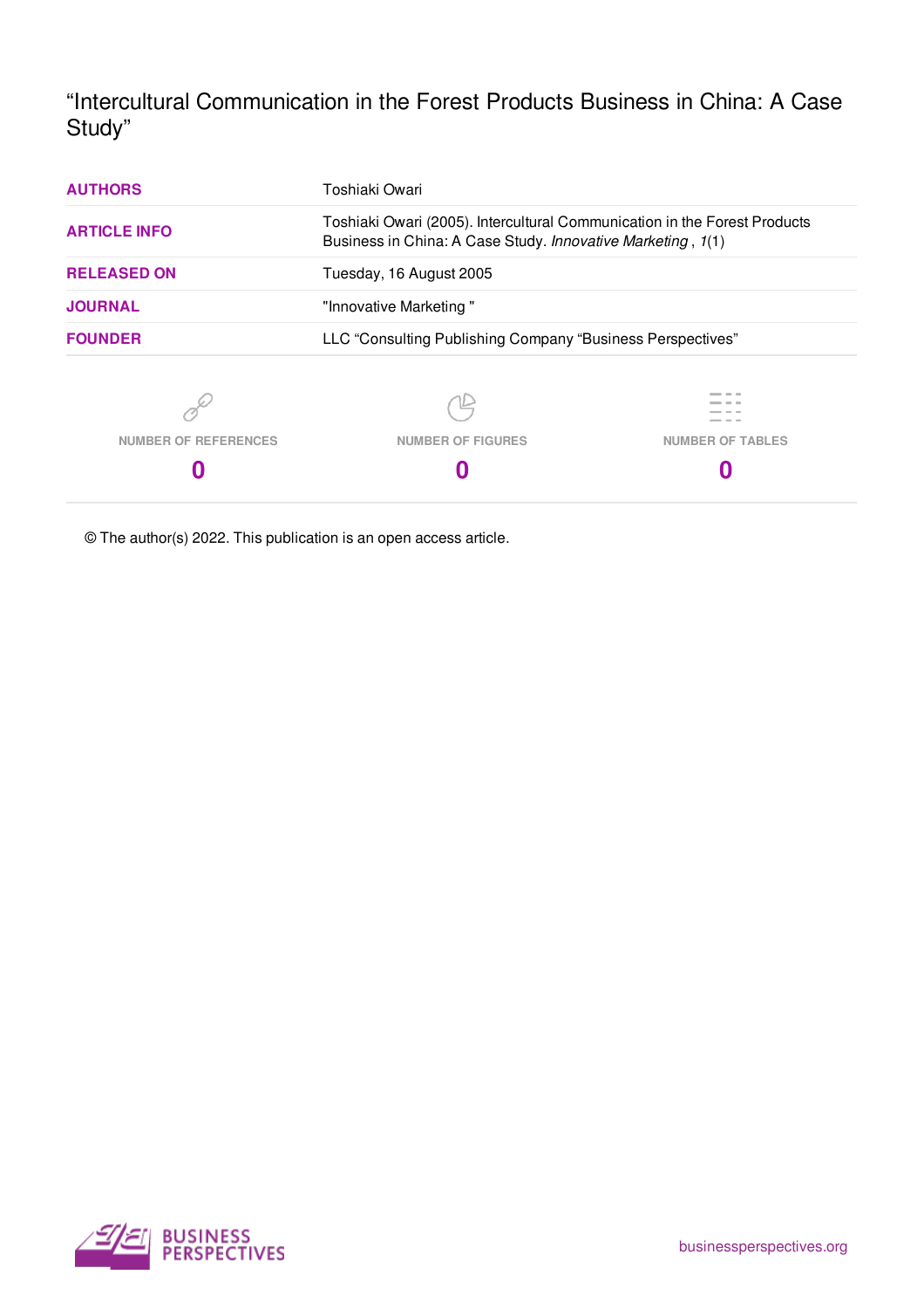# “Intercultural Communication in the Forest Products Business in China: A Case Study”

| | |
|---|---|
| **AUTHORS** | Toshiaki Owari |
| **ARTICLE INFO** | Toshiaki Owari (2005). Intercultural Communication in the Forest Products Business in China: A Case Study. *Innovative Marketing* , *1*(1) |
| **RELEASED ON** | Tuesday, 16 August 2005 |
| **JOURNAL** | "Innovative Marketing " |
| **FOUNDER** | LLC “Consulting Publishing Company “Business Perspectives” |

| NUMBER OF REFERENCES | NUMBER OF FIGURES | NUMBER OF TABLES |
|---|---|---|
| **0** | **0** | **0** |

© The author(s) 2022. This publication is an open access article.

BUSINESS PERSPECTIVES

businessperspectives.org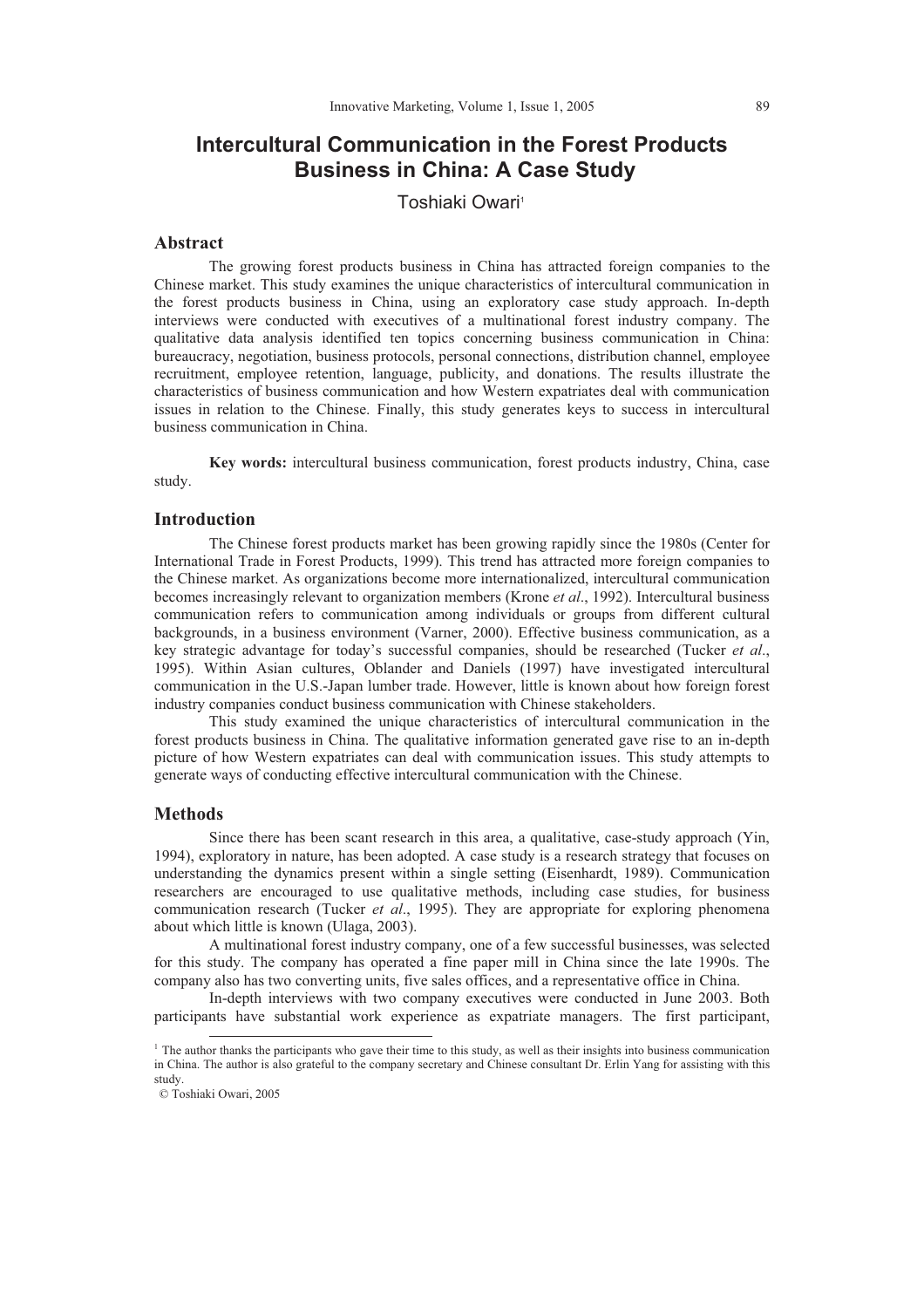# Intercultural Communication in the Forest Products Business in China: A Case Study

Toshiaki Owari[1]

## Abstract

The growing forest products business in China has attracted foreign companies to the Chinese market. This study examines the unique characteristics of intercultural communication in the forest products business in China, using an exploratory case study approach. In-depth interviews were conducted with executives of a multinational forest industry company. The qualitative data analysis identified ten topics concerning business communication in China: bureaucracy, negotiation, business protocols, personal connections, distribution channel, employee recruitment, employee retention, language, publicity, and donations. The results illustrate the characteristics of business communication and how Western expatriates deal with communication issues in relation to the Chinese. Finally, this study generates keys to success in intercultural business communication in China.

**Key words:** intercultural business communication, forest products industry, China, case study.

## Introduction

The Chinese forest products market has been growing rapidly since the 1980s (Center for International Trade in Forest Products, 1999). This trend has attracted more foreign companies to the Chinese market. As organizations become more internationalized, intercultural communication becomes increasingly relevant to organization members (Krone *et al*., 1992). Intercultural business communication refers to communication among individuals or groups from different cultural backgrounds, in a business environment (Varner, 2000). Effective business communication, as a key strategic advantage for today's successful companies, should be researched (Tucker *et al*., 1995). Within Asian cultures, Oblander and Daniels (1997) have investigated intercultural communication in the U.S.-Japan lumber trade. However, little is known about how foreign forest industry companies conduct business communication with Chinese stakeholders.

This study examined the unique characteristics of intercultural communication in the forest products business in China. The qualitative information generated gave rise to an in-depth picture of how Western expatriates can deal with communication issues. This study attempts to generate ways of conducting effective intercultural communication with the Chinese.

## Methods

Since there has been scant research in this area, a qualitative, case-study approach (Yin, 1994), exploratory in nature, has been adopted. A case study is a research strategy that focuses on understanding the dynamics present within a single setting (Eisenhardt, 1989). Communication researchers are encouraged to use qualitative methods, including case studies, for business communication research (Tucker *et al*., 1995). They are appropriate for exploring phenomena about which little is known (Ulaga, 2003).

A multinational forest industry company, one of a few successful businesses, was selected for this study. The company has operated a fine paper mill in China since the late 1990s. The company also has two converting units, five sales offices, and a representative office in China.

In-depth interviews with two company executives were conducted in June 2003. Both participants have substantial work experience as expatriate managers. The first participant,

---

[1] The author thanks the participants who gave their time to this study, as well as their insights into business communication in China. The author is also grateful to the company secretary and Chinese consultant Dr. Erlin Yang for assisting with this study.

© Toshiaki Owari, 2005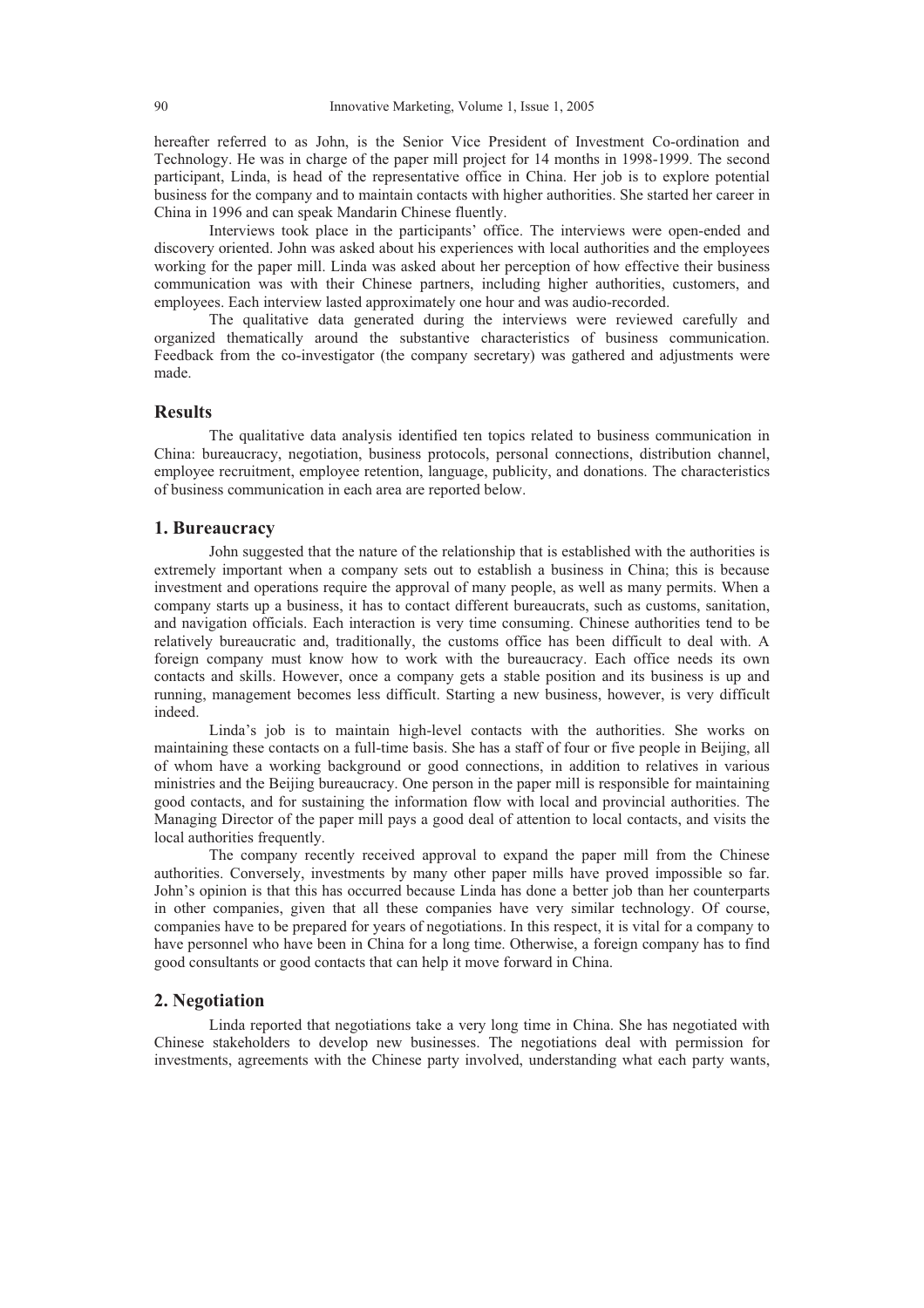hereafter referred to as John, is the Senior Vice President of Investment Co-ordination and Technology. He was in charge of the paper mill project for 14 months in 1998-1999. The second participant, Linda, is head of the representative office in China. Her job is to explore potential business for the company and to maintain contacts with higher authorities. She started her career in China in 1996 and can speak Mandarin Chinese fluently.

Interviews took place in the participants' office. The interviews were open-ended and discovery oriented. John was asked about his experiences with local authorities and the employees working for the paper mill. Linda was asked about her perception of how effective their business communication was with their Chinese partners, including higher authorities, customers, and employees. Each interview lasted approximately one hour and was audio-recorded.

The qualitative data generated during the interviews were reviewed carefully and organized thematically around the substantive characteristics of business communication. Feedback from the co-investigator (the company secretary) was gathered and adjustments were made.

## Results

The qualitative data analysis identified ten topics related to business communication in China: bureaucracy, negotiation, business protocols, personal connections, distribution channel, employee recruitment, employee retention, language, publicity, and donations. The characteristics of business communication in each area are reported below.

### 1. Bureaucracy

John suggested that the nature of the relationship that is established with the authorities is extremely important when a company sets out to establish a business in China; this is because investment and operations require the approval of many people, as well as many permits. When a company starts up a business, it has to contact different bureaucrats, such as customs, sanitation, and navigation officials. Each interaction is very time consuming. Chinese authorities tend to be relatively bureaucratic and, traditionally, the customs office has been difficult to deal with. A foreign company must know how to work with the bureaucracy. Each office needs its own contacts and skills. However, once a company gets a stable position and its business is up and running, management becomes less difficult. Starting a new business, however, is very difficult indeed.

Linda's job is to maintain high-level contacts with the authorities. She works on maintaining these contacts on a full-time basis. She has a staff of four or five people in Beijing, all of whom have a working background or good connections, in addition to relatives in various ministries and the Beijing bureaucracy. One person in the paper mill is responsible for maintaining good contacts, and for sustaining the information flow with local and provincial authorities. The Managing Director of the paper mill pays a good deal of attention to local contacts, and visits the local authorities frequently.

The company recently received approval to expand the paper mill from the Chinese authorities. Conversely, investments by many other paper mills have proved impossible so far. John's opinion is that this has occurred because Linda has done a better job than her counterparts in other companies, given that all these companies have very similar technology. Of course, companies have to be prepared for years of negotiations. In this respect, it is vital for a company to have personnel who have been in China for a long time. Otherwise, a foreign company has to find good consultants or good contacts that can help it move forward in China.

### 2. Negotiation

Linda reported that negotiations take a very long time in China. She has negotiated with Chinese stakeholders to develop new businesses. The negotiations deal with permission for investments, agreements with the Chinese party involved, understanding what each party wants,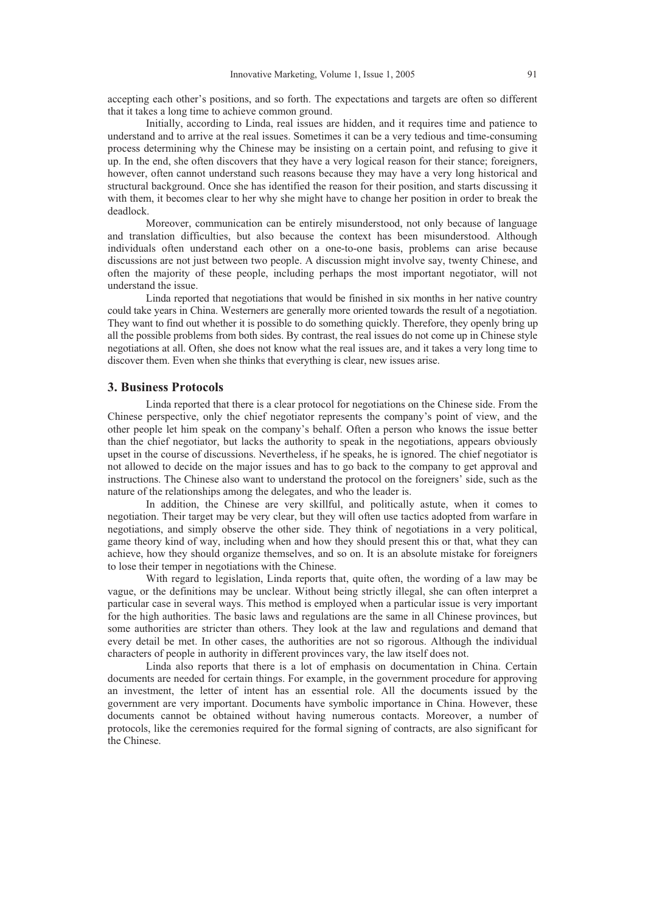accepting each other's positions, and so forth. The expectations and targets are often so different that it takes a long time to achieve common ground.

Initially, according to Linda, real issues are hidden, and it requires time and patience to understand and to arrive at the real issues. Sometimes it can be a very tedious and time-consuming process determining why the Chinese may be insisting on a certain point, and refusing to give it up. In the end, she often discovers that they have a very logical reason for their stance; foreigners, however, often cannot understand such reasons because they may have a very long historical and structural background. Once she has identified the reason for their position, and starts discussing it with them, it becomes clear to her why she might have to change her position in order to break the deadlock.

Moreover, communication can be entirely misunderstood, not only because of language and translation difficulties, but also because the context has been misunderstood. Although individuals often understand each other on a one-to-one basis, problems can arise because discussions are not just between two people. A discussion might involve say, twenty Chinese, and often the majority of these people, including perhaps the most important negotiator, will not understand the issue.

Linda reported that negotiations that would be finished in six months in her native country could take years in China. Westerners are generally more oriented towards the result of a negotiation. They want to find out whether it is possible to do something quickly. Therefore, they openly bring up all the possible problems from both sides. By contrast, the real issues do not come up in Chinese style negotiations at all. Often, she does not know what the real issues are, and it takes a very long time to discover them. Even when she thinks that everything is clear, new issues arise.

## 3. Business Protocols

Linda reported that there is a clear protocol for negotiations on the Chinese side. From the Chinese perspective, only the chief negotiator represents the company's point of view, and the other people let him speak on the company's behalf. Often a person who knows the issue better than the chief negotiator, but lacks the authority to speak in the negotiations, appears obviously upset in the course of discussions. Nevertheless, if he speaks, he is ignored. The chief negotiator is not allowed to decide on the major issues and has to go back to the company to get approval and instructions. The Chinese also want to understand the protocol on the foreigners' side, such as the nature of the relationships among the delegates, and who the leader is.

In addition, the Chinese are very skillful, and politically astute, when it comes to negotiation. Their target may be very clear, but they will often use tactics adopted from warfare in negotiations, and simply observe the other side. They think of negotiations in a very political, game theory kind of way, including when and how they should present this or that, what they can achieve, how they should organize themselves, and so on. It is an absolute mistake for foreigners to lose their temper in negotiations with the Chinese.

With regard to legislation, Linda reports that, quite often, the wording of a law may be vague, or the definitions may be unclear. Without being strictly illegal, she can often interpret a particular case in several ways. This method is employed when a particular issue is very important for the high authorities. The basic laws and regulations are the same in all Chinese provinces, but some authorities are stricter than others. They look at the law and regulations and demand that every detail be met. In other cases, the authorities are not so rigorous. Although the individual characters of people in authority in different provinces vary, the law itself does not.

Linda also reports that there is a lot of emphasis on documentation in China. Certain documents are needed for certain things. For example, in the government procedure for approving an investment, the letter of intent has an essential role. All the documents issued by the government are very important. Documents have symbolic importance in China. However, these documents cannot be obtained without having numerous contacts. Moreover, a number of protocols, like the ceremonies required for the formal signing of contracts, are also significant for the Chinese.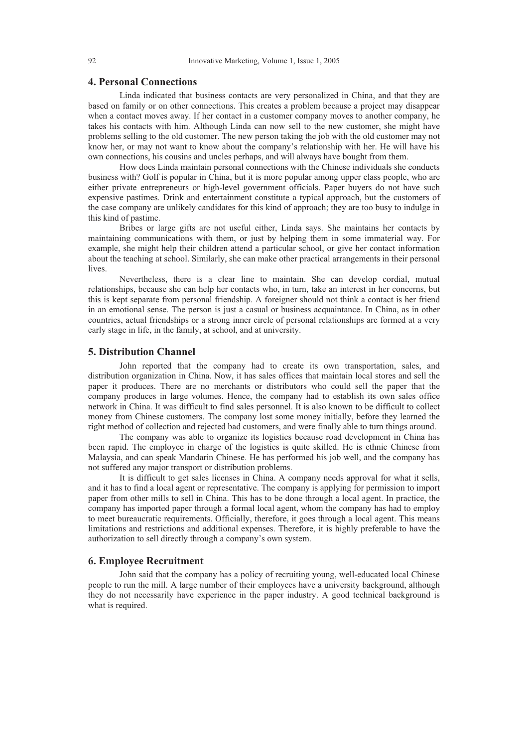## 4. Personal Connections

Linda indicated that business contacts are very personalized in China, and that they are based on family or on other connections. This creates a problem because a project may disappear when a contact moves away. If her contact in a customer company moves to another company, he takes his contacts with him. Although Linda can now sell to the new customer, she might have problems selling to the old customer. The new person taking the job with the old customer may not know her, or may not want to know about the company's relationship with her. He will have his own connections, his cousins and uncles perhaps, and will always have bought from them.

How does Linda maintain personal connections with the Chinese individuals she conducts business with? Golf is popular in China, but it is more popular among upper class people, who are either private entrepreneurs or high-level government officials. Paper buyers do not have such expensive pastimes. Drink and entertainment constitute a typical approach, but the customers of the case company are unlikely candidates for this kind of approach; they are too busy to indulge in this kind of pastime.

Bribes or large gifts are not useful either, Linda says. She maintains her contacts by maintaining communications with them, or just by helping them in some immaterial way. For example, she might help their children attend a particular school, or give her contact information about the teaching at school. Similarly, she can make other practical arrangements in their personal lives.

Nevertheless, there is a clear line to maintain. She can develop cordial, mutual relationships, because she can help her contacts who, in turn, take an interest in her concerns, but this is kept separate from personal friendship. A foreigner should not think a contact is her friend in an emotional sense. The person is just a casual or business acquaintance. In China, as in other countries, actual friendships or a strong inner circle of personal relationships are formed at a very early stage in life, in the family, at school, and at university.

## 5. Distribution Channel

John reported that the company had to create its own transportation, sales, and distribution organization in China. Now, it has sales offices that maintain local stores and sell the paper it produces. There are no merchants or distributors who could sell the paper that the company produces in large volumes. Hence, the company had to establish its own sales office network in China. It was difficult to find sales personnel. It is also known to be difficult to collect money from Chinese customers. The company lost some money initially, before they learned the right method of collection and rejected bad customers, and were finally able to turn things around.

The company was able to organize its logistics because road development in China has been rapid. The employee in charge of the logistics is quite skilled. He is ethnic Chinese from Malaysia, and can speak Mandarin Chinese. He has performed his job well, and the company has not suffered any major transport or distribution problems.

It is difficult to get sales licenses in China. A company needs approval for what it sells, and it has to find a local agent or representative. The company is applying for permission to import paper from other mills to sell in China. This has to be done through a local agent. In practice, the company has imported paper through a formal local agent, whom the company has had to employ to meet bureaucratic requirements. Officially, therefore, it goes through a local agent. This means limitations and restrictions and additional expenses. Therefore, it is highly preferable to have the authorization to sell directly through a company's own system.

## 6. Employee Recruitment

John said that the company has a policy of recruiting young, well-educated local Chinese people to run the mill. A large number of their employees have a university background, although they do not necessarily have experience in the paper industry. A good technical background is what is required.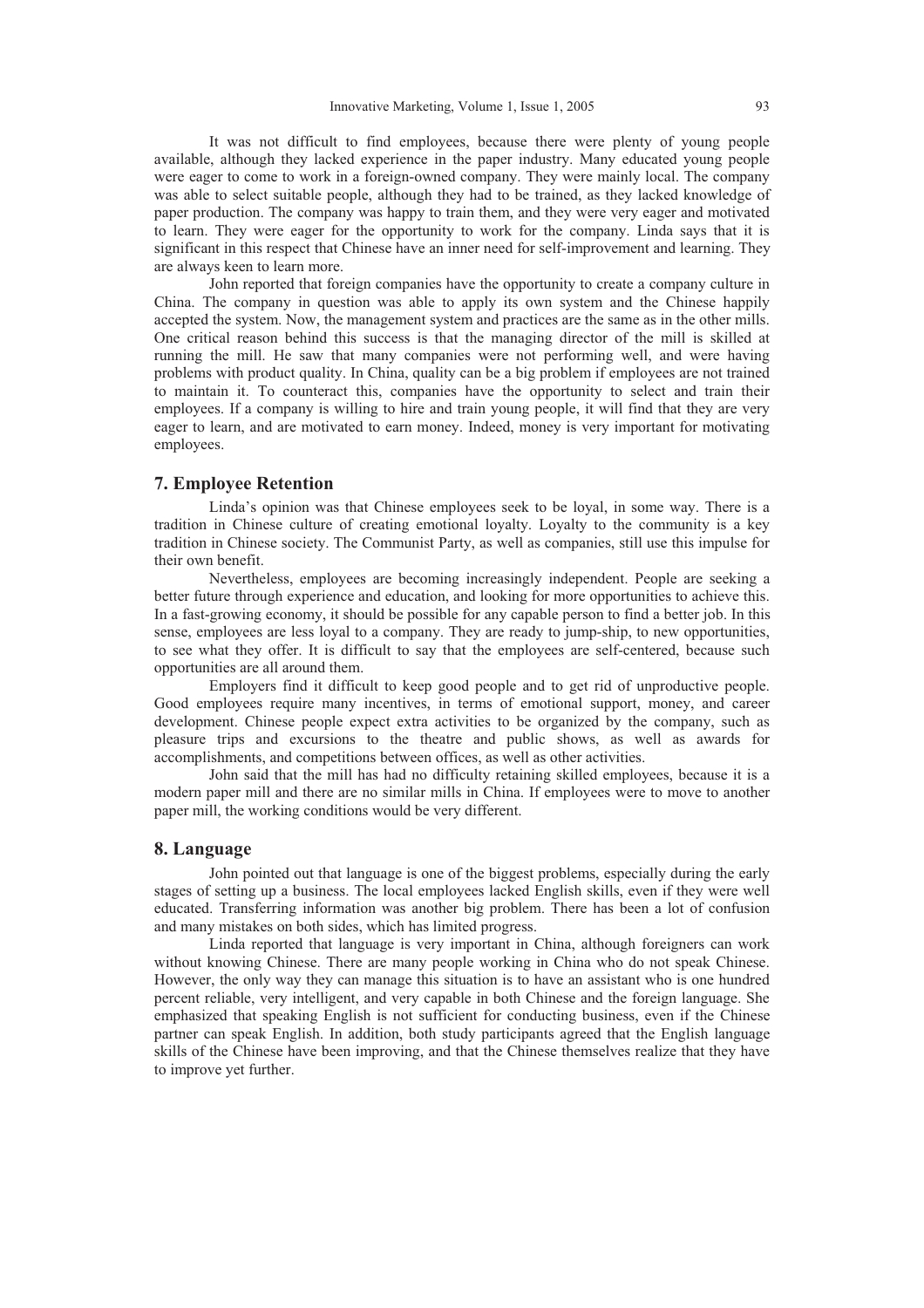It was not difficult to find employees, because there were plenty of young people available, although they lacked experience in the paper industry. Many educated young people were eager to come to work in a foreign-owned company. They were mainly local. The company was able to select suitable people, although they had to be trained, as they lacked knowledge of paper production. The company was happy to train them, and they were very eager and motivated to learn. They were eager for the opportunity to work for the company. Linda says that it is significant in this respect that Chinese have an inner need for self-improvement and learning. They are always keen to learn more.

John reported that foreign companies have the opportunity to create a company culture in China. The company in question was able to apply its own system and the Chinese happily accepted the system. Now, the management system and practices are the same as in the other mills. One critical reason behind this success is that the managing director of the mill is skilled at running the mill. He saw that many companies were not performing well, and were having problems with product quality. In China, quality can be a big problem if employees are not trained to maintain it. To counteract this, companies have the opportunity to select and train their employees. If a company is willing to hire and train young people, it will find that they are very eager to learn, and are motivated to earn money. Indeed, money is very important for motivating employees.

## 7. Employee Retention

Linda's opinion was that Chinese employees seek to be loyal, in some way. There is a tradition in Chinese culture of creating emotional loyalty. Loyalty to the community is a key tradition in Chinese society. The Communist Party, as well as companies, still use this impulse for their own benefit.

Nevertheless, employees are becoming increasingly independent. People are seeking a better future through experience and education, and looking for more opportunities to achieve this. In a fast-growing economy, it should be possible for any capable person to find a better job. In this sense, employees are less loyal to a company. They are ready to jump-ship, to new opportunities, to see what they offer. It is difficult to say that the employees are self-centered, because such opportunities are all around them.

Employers find it difficult to keep good people and to get rid of unproductive people. Good employees require many incentives, in terms of emotional support, money, and career development. Chinese people expect extra activities to be organized by the company, such as pleasure trips and excursions to the theatre and public shows, as well as awards for accomplishments, and competitions between offices, as well as other activities.

John said that the mill has had no difficulty retaining skilled employees, because it is a modern paper mill and there are no similar mills in China. If employees were to move to another paper mill, the working conditions would be very different.

## 8. Language

John pointed out that language is one of the biggest problems, especially during the early stages of setting up a business. The local employees lacked English skills, even if they were well educated. Transferring information was another big problem. There has been a lot of confusion and many mistakes on both sides, which has limited progress.

Linda reported that language is very important in China, although foreigners can work without knowing Chinese. There are many people working in China who do not speak Chinese. However, the only way they can manage this situation is to have an assistant who is one hundred percent reliable, very intelligent, and very capable in both Chinese and the foreign language. She emphasized that speaking English is not sufficient for conducting business, even if the Chinese partner can speak English. In addition, both study participants agreed that the English language skills of the Chinese have been improving, and that the Chinese themselves realize that they have to improve yet further.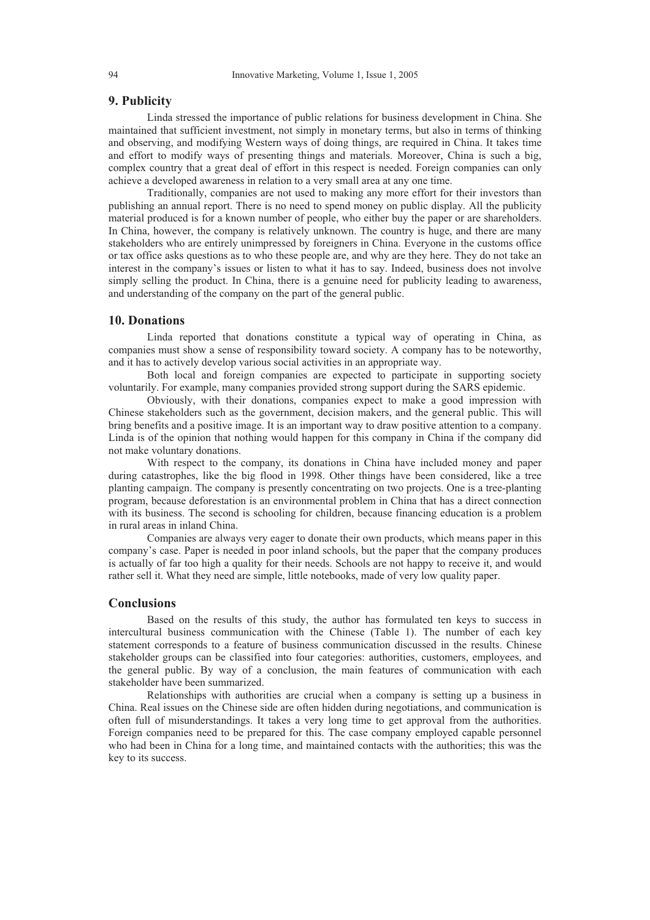## 9. Publicity

Linda stressed the importance of public relations for business development in China. She maintained that sufficient investment, not simply in monetary terms, but also in terms of thinking and observing, and modifying Western ways of doing things, are required in China. It takes time and effort to modify ways of presenting things and materials. Moreover, China is such a big, complex country that a great deal of effort in this respect is needed. Foreign companies can only achieve a developed awareness in relation to a very small area at any one time.

Traditionally, companies are not used to making any more effort for their investors than publishing an annual report. There is no need to spend money on public display. All the publicity material produced is for a known number of people, who either buy the paper or are shareholders. In China, however, the company is relatively unknown. The country is huge, and there are many stakeholders who are entirely unimpressed by foreigners in China. Everyone in the customs office or tax office asks questions as to who these people are, and why are they here. They do not take an interest in the company's issues or listen to what it has to say. Indeed, business does not involve simply selling the product. In China, there is a genuine need for publicity leading to awareness, and understanding of the company on the part of the general public.

## 10. Donations

Linda reported that donations constitute a typical way of operating in China, as companies must show a sense of responsibility toward society. A company has to be noteworthy, and it has to actively develop various social activities in an appropriate way.

Both local and foreign companies are expected to participate in supporting society voluntarily. For example, many companies provided strong support during the SARS epidemic.

Obviously, with their donations, companies expect to make a good impression with Chinese stakeholders such as the government, decision makers, and the general public. This will bring benefits and a positive image. It is an important way to draw positive attention to a company. Linda is of the opinion that nothing would happen for this company in China if the company did not make voluntary donations.

With respect to the company, its donations in China have included money and paper during catastrophes, like the big flood in 1998. Other things have been considered, like a tree planting campaign. The company is presently concentrating on two projects. One is a tree-planting program, because deforestation is an environmental problem in China that has a direct connection with its business. The second is schooling for children, because financing education is a problem in rural areas in inland China.

Companies are always very eager to donate their own products, which means paper in this company's case. Paper is needed in poor inland schools, but the paper that the company produces is actually of far too high a quality for their needs. Schools are not happy to receive it, and would rather sell it. What they need are simple, little notebooks, made of very low quality paper.

## Conclusions

Based on the results of this study, the author has formulated ten keys to success in intercultural business communication with the Chinese (Table 1). The number of each key statement corresponds to a feature of business communication discussed in the results. Chinese stakeholder groups can be classified into four categories: authorities, customers, employees, and the general public. By way of a conclusion, the main features of communication with each stakeholder have been summarized.

Relationships with authorities are crucial when a company is setting up a business in China. Real issues on the Chinese side are often hidden during negotiations, and communication is often full of misunderstandings. It takes a very long time to get approval from the authorities. Foreign companies need to be prepared for this. The case company employed capable personnel who had been in China for a long time, and maintained contacts with the authorities; this was the key to its success.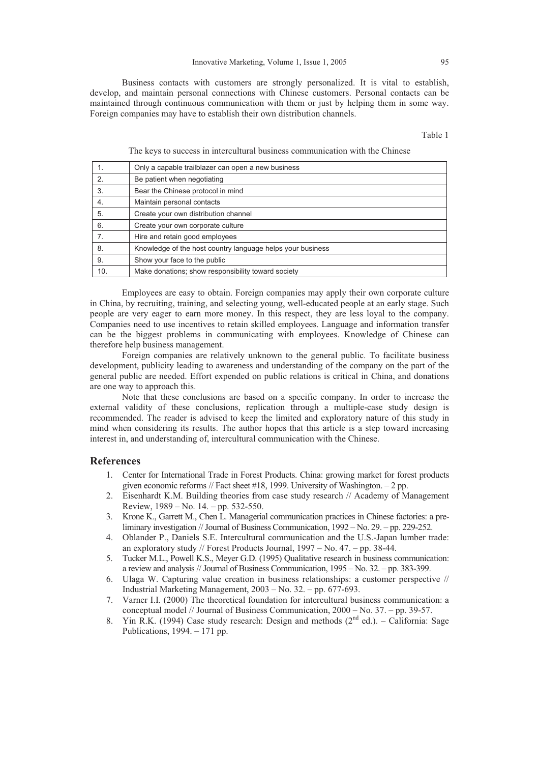Business contacts with customers are strongly personalized. It is vital to establish, develop, and maintain personal connections with Chinese customers. Personal contacts can be maintained through continuous communication with them or just by helping them in some way. Foreign companies may have to establish their own distribution channels.

Table 1

The keys to success in intercultural business communication with the Chinese

| | |
|---|---|
| 1. | Only a capable trailblazer can open a new business |
| 2. | Be patient when negotiating |
| 3. | Bear the Chinese protocol in mind |
| 4. | Maintain personal contacts |
| 5. | Create your own distribution channel |
| 6. | Create your own corporate culture |
| 7. | Hire and retain good employees |
| 8. | Knowledge of the host country language helps your business |
| 9. | Show your face to the public |
| 10. | Make donations; show responsibility toward society |

Employees are easy to obtain. Foreign companies may apply their own corporate culture in China, by recruiting, training, and selecting young, well-educated people at an early stage. Such people are very eager to earn more money. In this respect, they are less loyal to the company. Companies need to use incentives to retain skilled employees. Language and information transfer can be the biggest problems in communicating with employees. Knowledge of Chinese can therefore help business management.

Foreign companies are relatively unknown to the general public. To facilitate business development, publicity leading to awareness and understanding of the company on the part of the general public are needed. Effort expended on public relations is critical in China, and donations are one way to approach this.

Note that these conclusions are based on a specific company. In order to increase the external validity of these conclusions, replication through a multiple-case study design is recommended. The reader is advised to keep the limited and exploratory nature of this study in mind when considering its results. The author hopes that this article is a step toward increasing interest in, and understanding of, intercultural communication with the Chinese.

## References

1. Center for International Trade in Forest Products. China: growing market for forest products given economic reforms // Fact sheet #18, 1999. University of Washington. – 2 pp.
2. Eisenhardt K.M. Building theories from case study research // Academy of Management Review, 1989 – No. 14. – pp. 532-550.
3. Krone K., Garrett M., Chen L. Managerial communication practices in Chinese factories: a preliminary investigation // Journal of Business Communication, 1992 – No. 29. – pp. 229-252.
4. Oblander P., Daniels S.E. Intercultural communication and the U.S.-Japan lumber trade: an exploratory study // Forest Products Journal, 1997 – No. 47. – pp. 38-44.
5. Tucker M.L., Powell K.S., Meyer G.D. (1995) Qualitative research in business communication: a review and analysis // Journal of Business Communication, 1995 – No. 32. – pp. 383-399.
6. Ulaga W. Capturing value creation in business relationships: a customer perspective // Industrial Marketing Management, 2003 – No. 32. – pp. 677-693.
7. Varner I.I. (2000) The theoretical foundation for intercultural business communication: a conceptual model // Journal of Business Communication, 2000 – No. 37. – pp. 39-57.
8. Yin R.K. (1994) Case study research: Design and methods (2nd ed.). – California: Sage Publications, 1994. – 171 pp.